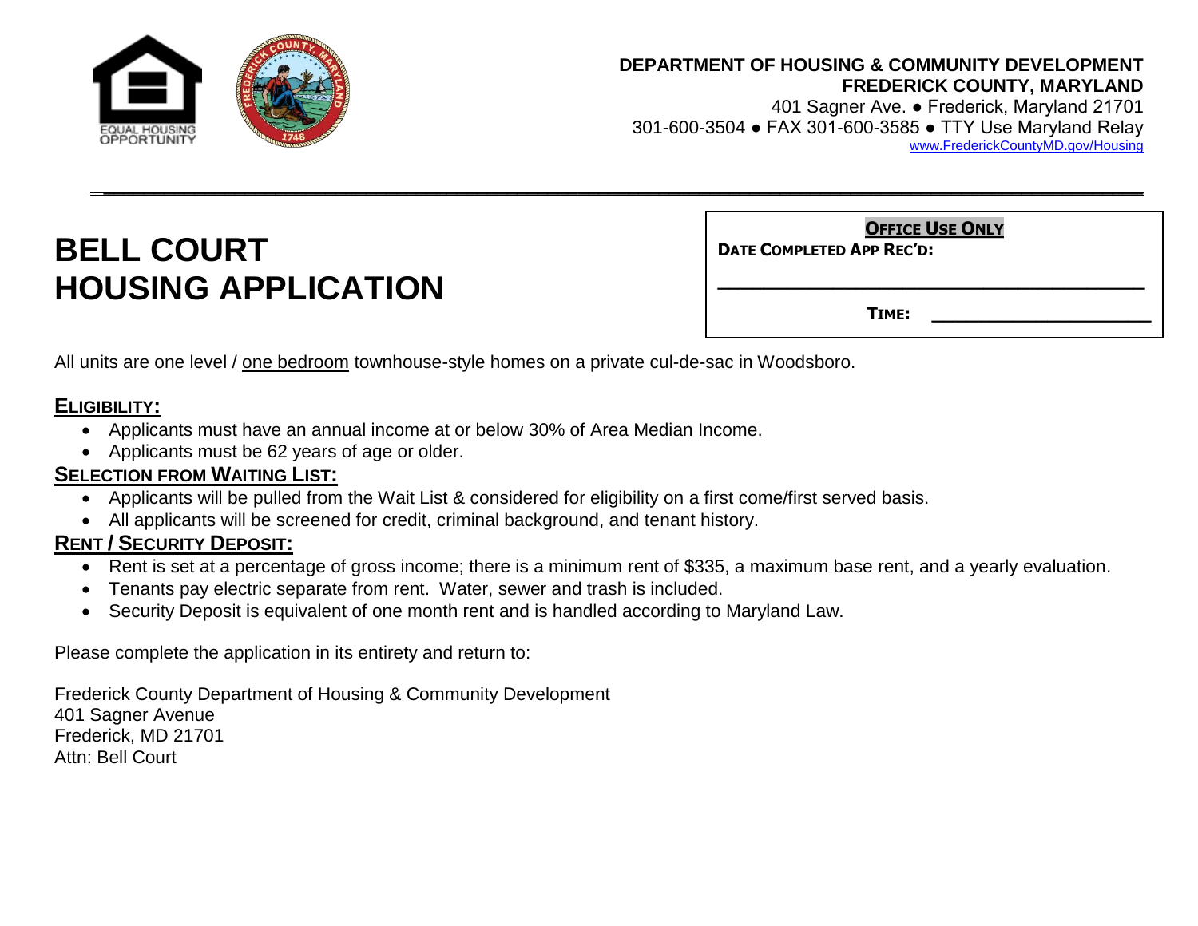**DEPARTMENT OF HOUSING & COMMUNITY DEVELOPMENT**
**FREDERICK COUNTY, MARYLAND**
401 Sagner Ave. ● Frederick, Maryland 21701
301-600-3504 ● FAX 301-600-3585 ● TTY Use Maryland Relay
www.FrederickCountyMD.gov/Housing

# BELL COURT HOUSING APPLICATION

| **OFFICE USE ONLY** |
|---|
| **DATE COMPLETED APP REC'D:** ______________________________ |
| **TIME:** ____________________ |

All units are one level / one bedroom townhouse-style homes on a private cul-de-sac in Woodsboro.

## ELIGIBILITY:

- Applicants must have an annual income at or below 30% of Area Median Income.
- Applicants must be 62 years of age or older.

## SELECTION FROM WAITING LIST:

- Applicants will be pulled from the Wait List & considered for eligibility on a first come/first served basis.
- All applicants will be screened for credit, criminal background, and tenant history.

## RENT / SECURITY DEPOSIT:

- Rent is set at a percentage of gross income; there is a minimum rent of $335, a maximum base rent, and a yearly evaluation.
- Tenants pay electric separate from rent. Water, sewer and trash is included.
- Security Deposit is equivalent of one month rent and is handled according to Maryland Law.

Please complete the application in its entirety and return to:

Frederick County Department of Housing & Community Development
401 Sagner Avenue
Frederick, MD 21701
Attn: Bell Court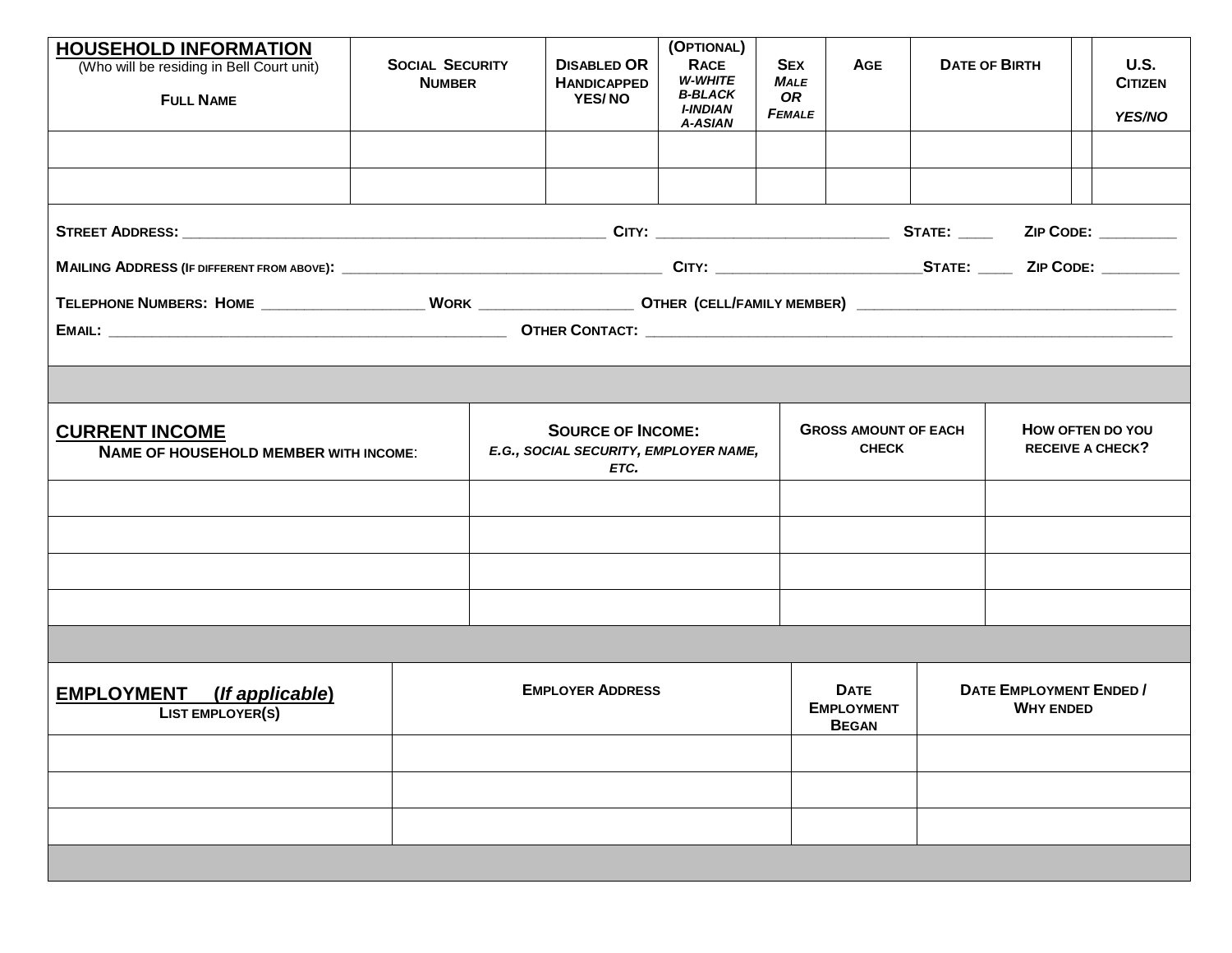| **HOUSEHOLD INFORMATION** (Who will be residing in Bell Court unit) **FULL NAME** | **SOCIAL SECURITY NUMBER** | **DISABLED OR HANDICAPPED YES/ NO** | **(OPTIONAL) RACE** *W-WHITE B-BLACK I-INDIAN A-ASIAN* | **SEX** *MALE OR FEMALE* | **AGE** | **DATE OF BIRTH** | | **U.S. CITIZEN** *YES/NO* |
|---|---|---|---|---|---|---|---|---|
| | | | | | | | | |
| | | | | | | | | |

**STREET ADDRESS:** ____________________________________________ **CITY:** ________________________ **STATE:** ____ **ZIP CODE:** _________

**MAILING ADDRESS (IF DIFFERENT FROM ABOVE):** __________________________________ **CITY:** _____________________ **STATE:** ____ **ZIP CODE:** _________

**TELEPHONE NUMBERS: HOME** _________________ **WORK** ________________ **OTHER (CELL/FAMILY MEMBER)** __________________________________

**EMAIL:** __________________________________________ **OTHER CONTACT:** ________________________________________________________

| **CURRENT INCOME** **NAME OF HOUSEHOLD MEMBER WITH INCOME**: | **SOURCE OF INCOME:** *E.G., SOCIAL SECURITY, EMPLOYER NAME, ETC.* | **GROSS AMOUNT OF EACH CHECK** | **HOW OFTEN DO YOU RECEIVE A CHECK?** |
|---|---|---|---|
| | | | |
| | | | |
| | | | |
| | | | |

| **EMPLOYMENT (*If applicable*)** **LIST EMPLOYER(S)** | **EMPLOYER ADDRESS** | **DATE EMPLOYMENT BEGAN** | **DATE EMPLOYMENT ENDED / WHY ENDED** |
|---|---|---|---|
| | | | |
| | | | |
| | | | |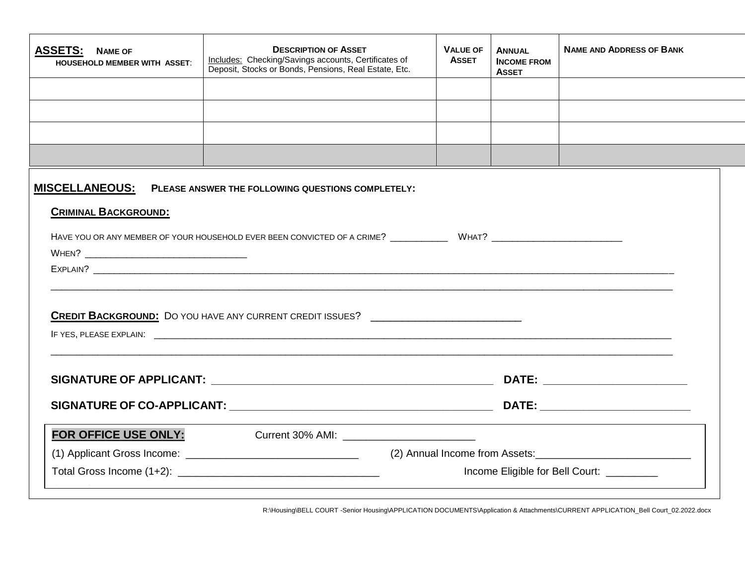| **ASSETS:** NAME OF HOUSEHOLD MEMBER WITH ASSET: | DESCRIPTION OF ASSET<br>Includes: Checking/Savings accounts, Certificates of Deposit, Stocks or Bonds, Pensions, Real Estate, Etc. | VALUE OF ASSET | ANNUAL INCOME FROM ASSET | NAME AND ADDRESS OF BANK |
|---|---|---|---|---|
| | | | | |
| | | | | |
| | | | | |
| | | | | |

## MISCELLANEOUS: PLEASE ANSWER THE FOLLOWING QUESTIONS COMPLETELY:

**CRIMINAL BACKGROUND:**

HAVE YOU OR ANY MEMBER OF YOUR HOUSEHOLD EVER BEEN CONVICTED OF A CRIME? ___________ WHAT? ________________________

WHEN? ______________________________

EXPLAIN? ______________________________________________________________________________________________________

______________________________________________________________________________________________________________

**CREDIT BACKGROUND:** DO YOU HAVE ANY CURRENT CREDIT ISSUES? _________________________

IF YES, PLEASE EXPLAIN: ______________________________________________________________________________________________

______________________________________________________________________________________________________________

**SIGNATURE OF APPLICANT:** _______________________________________________ **DATE:** _______________________

**SIGNATURE OF CO-APPLICANT:** ____________________________________________ **DATE:** ________________________

**FOR OFFICE USE ONLY:** Current 30% AMI: ______________________

(1) Applicant Gross Income: ______________________________ (2) Annual Income from Assets:__________________________

Total Gross Income (1+2): __________________________________ Income Eligible for Bell Court: _________

R:\Housing\BELL COURT -Senior Housing\APPLICATION DOCUMENTS\Application & Attachments\CURRENT APPLICATION_Bell Court_02.2022.docx